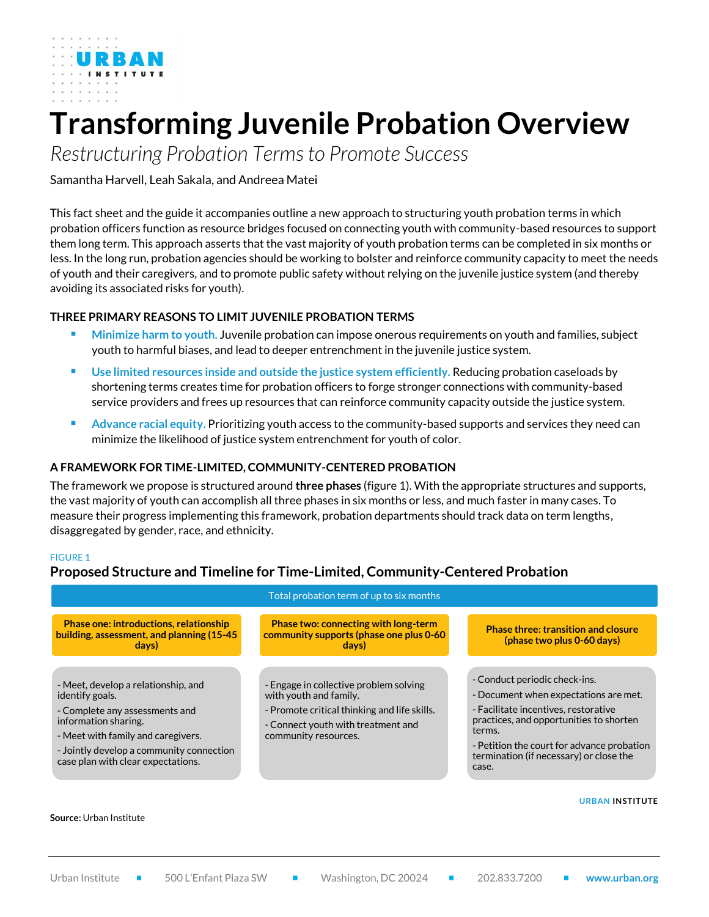URBAN INSTITUTE

# Transforming Juvenile Probation Overview

*Restructuring Probation Terms to Promote Success*

Samantha Harvell, Leah Sakala, and Andreea Matei

This fact sheet and the guide it accompanies outline a new approach to structuring youth probation terms in which probation officers function as resource bridges focused on connecting youth with community-based resources to support them long term. This approach asserts that the vast majority of youth probation terms can be completed in six months or less. In the long run, probation agencies should be working to bolster and reinforce community capacity to meet the needs of youth and their caregivers, and to promote public safety without relying on the juvenile justice system (and thereby avoiding its associated risks for youth).

## THREE PRIMARY REASONS TO LIMIT JUVENILE PROBATION TERMS

- **Minimize harm to youth.** Juvenile probation can impose onerous requirements on youth and families, subject youth to harmful biases, and lead to deeper entrenchment in the juvenile justice system.
- **Use limited resources inside and outside the justice system efficiently.** Reducing probation caseloads by shortening terms creates time for probation officers to forge stronger connections with community-based service providers and frees up resources that can reinforce community capacity outside the justice system.
- **Advance racial equity.** Prioritizing youth access to the community-based supports and services they need can minimize the likelihood of justice system entrenchment for youth of color.

## A FRAMEWORK FOR TIME-LIMITED, COMMUNITY-CENTERED PROBATION

The framework we propose is structured around **three phases** (figure 1). With the appropriate structures and supports, the vast majority of youth can accomplish all three phases in six months or less, and much faster in many cases. To measure their progress implementing this framework, probation departments should track data on term lengths, disaggregated by gender, race, and ethnicity.

FIGURE 1

### Proposed Structure and Timeline for Time-Limited, Community-Centered Probation

Total probation term of up to six months

| Phase one: introductions, relationship building, assessment, and planning (15-45 days) | Phase two: connecting with long-term community supports (phase one plus 0-60 days) | Phase three: transition and closure (phase two plus 0-60 days) |
|---|---|---|
| - Meet, develop a relationship, and identify goals.<br>- Complete any assessments and information sharing.<br>- Meet with family and caregivers.<br>- Jointly develop a community connection case plan with clear expectations. | - Engage in collective problem solving with youth and family.<br>- Promote critical thinking and life skills.<br>- Connect youth with treatment and community resources. | - Conduct periodic check-ins.<br>- Document when expectations are met.<br>- Facilitate incentives, restorative practices, and opportunities to shorten terms.<br>- Petition the court for advance probation termination (if necessary) or close the case. |

URBAN INSTITUTE

**Source:** Urban Institute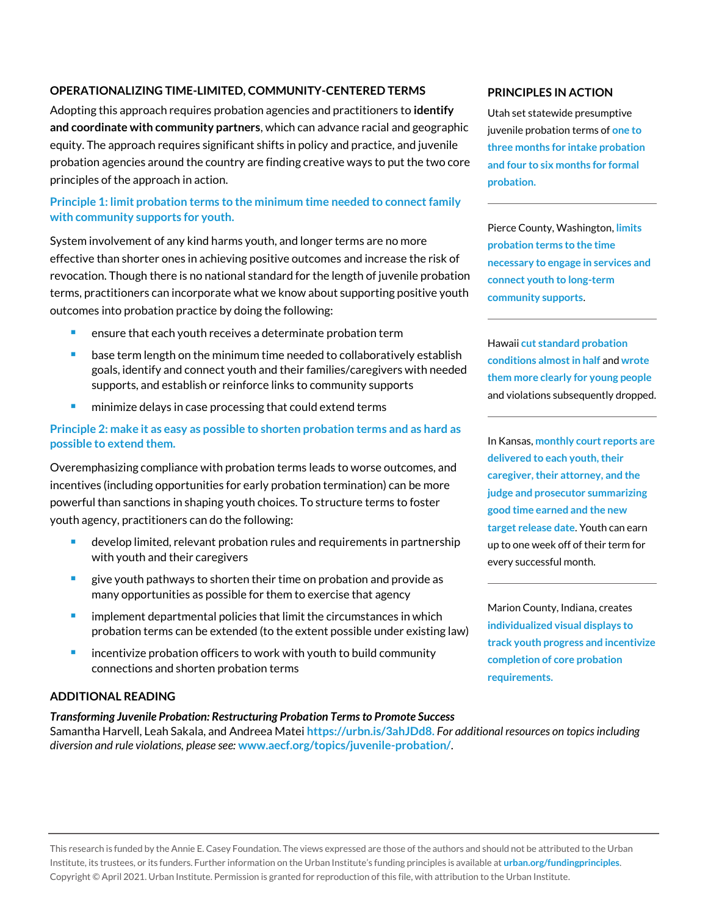## OPERATIONALIZING TIME-LIMITED, COMMUNITY-CENTERED TERMS

Adopting this approach requires probation agencies and practitioners to **identify and coordinate with community partners**, which can advance racial and geographic equity. The approach requires significant shifts in policy and practice, and juvenile probation agencies around the country are finding creative ways to put the two core principles of the approach in action.

### Principle 1: limit probation terms to the minimum time needed to connect family with community supports for youth.

System involvement of any kind harms youth, and longer terms are no more effective than shorter ones in achieving positive outcomes and increase the risk of revocation. Though there is no national standard for the length of juvenile probation terms, practitioners can incorporate what we know about supporting positive youth outcomes into probation practice by doing the following:

- ensure that each youth receives a determinate probation term
- base term length on the minimum time needed to collaboratively establish goals, identify and connect youth and their families/caregivers with needed supports, and establish or reinforce links to community supports
- minimize delays in case processing that could extend terms

### Principle 2: make it as easy as possible to shorten probation terms and as hard as possible to extend them.

Overemphasizing compliance with probation terms leads to worse outcomes, and incentives (including opportunities for early probation termination) can be more powerful than sanctions in shaping youth choices. To structure terms to foster youth agency, practitioners can do the following:

- develop limited, relevant probation rules and requirements in partnership with youth and their caregivers
- give youth pathways to shorten their time on probation and provide as many opportunities as possible for them to exercise that agency
- implement departmental policies that limit the circumstances in which probation terms can be extended (to the extent possible under existing law)
- incentivize probation officers to work with youth to build community connections and shorten probation terms

## PRINCIPLES IN ACTION

Utah set statewide presumptive juvenile probation terms of one to three months for intake probation and four to six months for formal probation.

---

Pierce County, Washington, limits probation terms to the time necessary to engage in services and connect youth to long-term community supports.

---

Hawaii cut standard probation conditions almost in half and wrote them more clearly for young people and violations subsequently dropped.

---

In Kansas, monthly court reports are delivered to each youth, their caregiver, their attorney, and the judge and prosecutor summarizing good time earned and the new target release date. Youth can earn up to one week off of their term for every successful month.

---

Marion County, Indiana, creates individualized visual displays to track youth progress and incentivize completion of core probation requirements.

## ADDITIONAL READING

***Transforming Juvenile Probation: Restructuring Probation Terms to Promote Success***
Samantha Harvell, Leah Sakala, and Andreea Matei https://urbn.is/3ahJDd8. *For additional resources on topics including diversion and rule violations, please see:* www.aecf.org/topics/juvenile-probation/.

---

This research is funded by the Annie E. Casey Foundation. The views expressed are those of the authors and should not be attributed to the Urban Institute, its trustees, or its funders. Further information on the Urban Institute's funding principles is available at urban.org/fundingprinciples. Copyright © April 2021. Urban Institute. Permission is granted for reproduction of this file, with attribution to the Urban Institute.